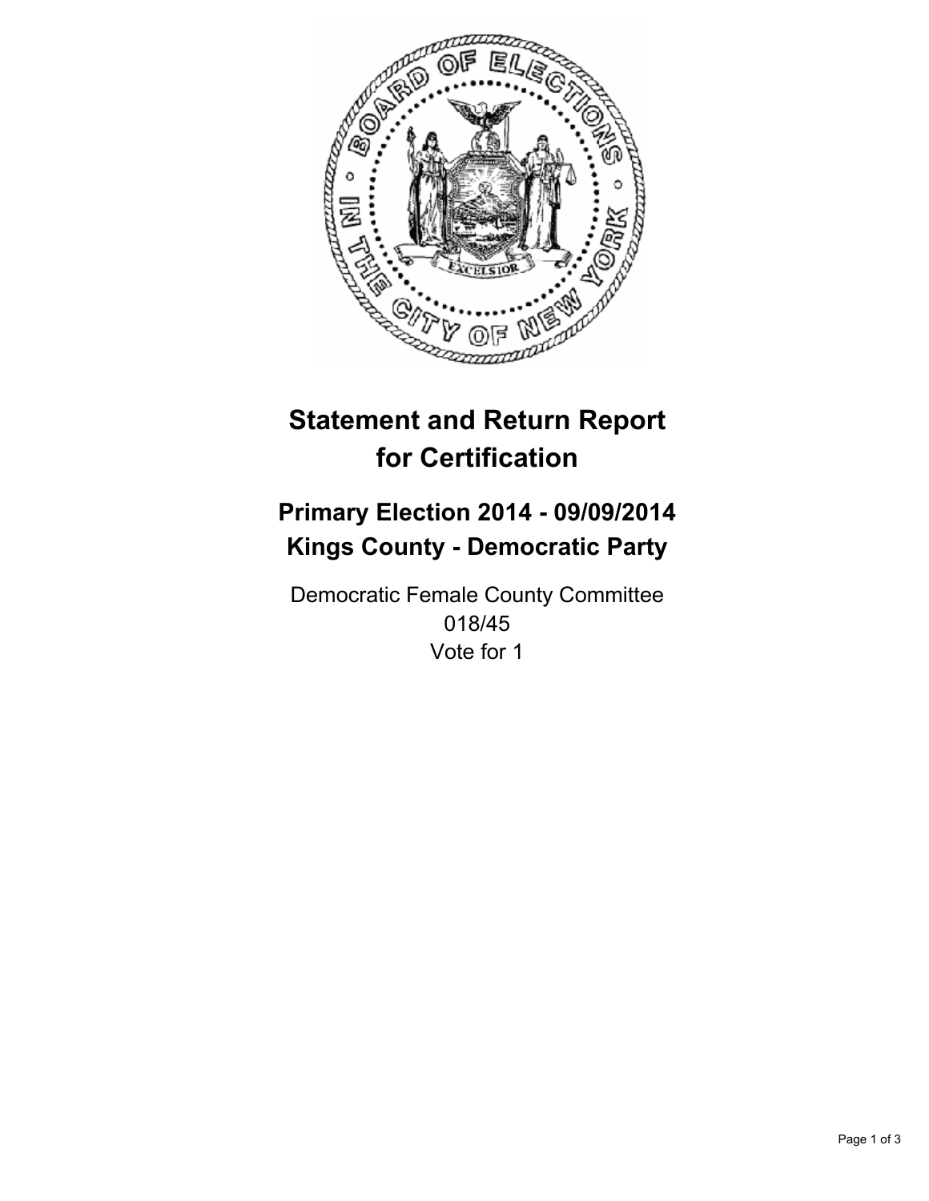# Statement and Return Report for Certification

## Primary Election 2014 - 09/09/2014
## Kings County - Democratic Party

Democratic Female County Committee
018/45
Vote for 1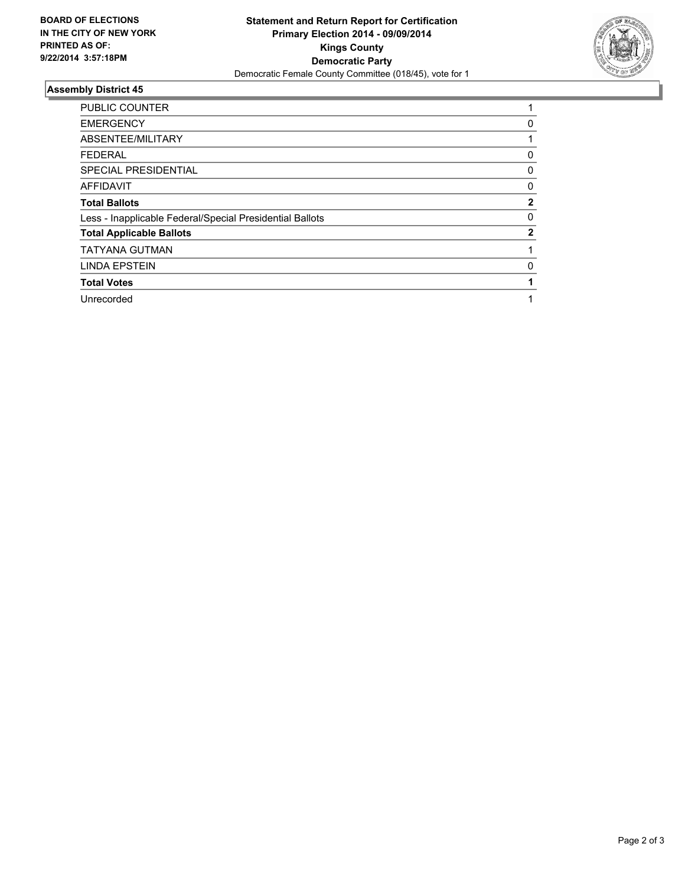**BOARD OF ELECTIONS IN THE CITY OF NEW YORK PRINTED AS OF: 9/22/2014 3:57:18PM**

**Statement and Return Report for Certification**
**Primary Election 2014 - 09/09/2014**
**Kings County**
**Democratic Party**
Democratic Female County Committee (018/45), vote for 1

## Assembly District 45

| | |
|---|---|
| PUBLIC COUNTER | 1 |
| EMERGENCY | 0 |
| ABSENTEE/MILITARY | 1 |
| FEDERAL | 0 |
| SPECIAL PRESIDENTIAL | 0 |
| AFFIDAVIT | 0 |
| **Total Ballots** | **2** |
| Less - Inapplicable Federal/Special Presidential Ballots | 0 |
| **Total Applicable Ballots** | **2** |
| TATYANA GUTMAN | 1 |
| LINDA EPSTEIN | 0 |
| **Total Votes** | **1** |
| Unrecorded | 1 |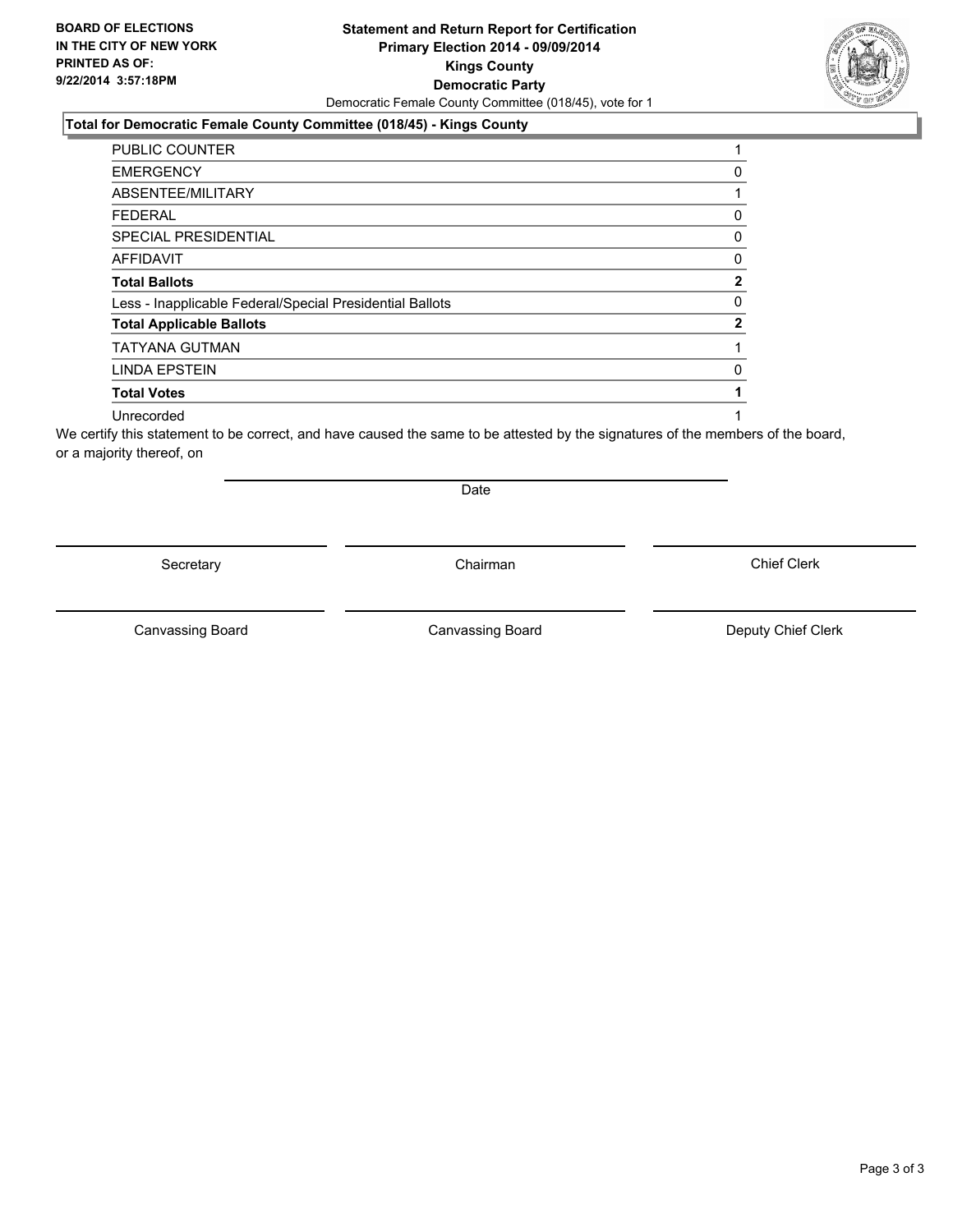**BOARD OF ELECTIONS IN THE CITY OF NEW YORK PRINTED AS OF: 9/22/2014 3:57:18PM**

**Statement and Return Report for Certification**
**Primary Election 2014 - 09/09/2014**
**Kings County**
**Democratic Party**
Democratic Female County Committee (018/45), vote for 1

### Total for Democratic Female County Committee (018/45) - Kings County

| | |
|---|---|
| PUBLIC COUNTER | 1 |
| EMERGENCY | 0 |
| ABSENTEE/MILITARY | 1 |
| FEDERAL | 0 |
| SPECIAL PRESIDENTIAL | 0 |
| AFFIDAVIT | 0 |
| **Total Ballots** | **2** |
| Less - Inapplicable Federal/Special Presidential Ballots | 0 |
| **Total Applicable Ballots** | **2** |
| TATYANA GUTMAN | 1 |
| LINDA EPSTEIN | 0 |
| **Total Votes** | **1** |
| Unrecorded | 1 |

We certify this statement to be correct, and have caused the same to be attested by the signatures of the members of the board, or a majority thereof, on

Date

Secretary

Chairman

Chief Clerk

Canvassing Board

Canvassing Board

Deputy Chief Clerk